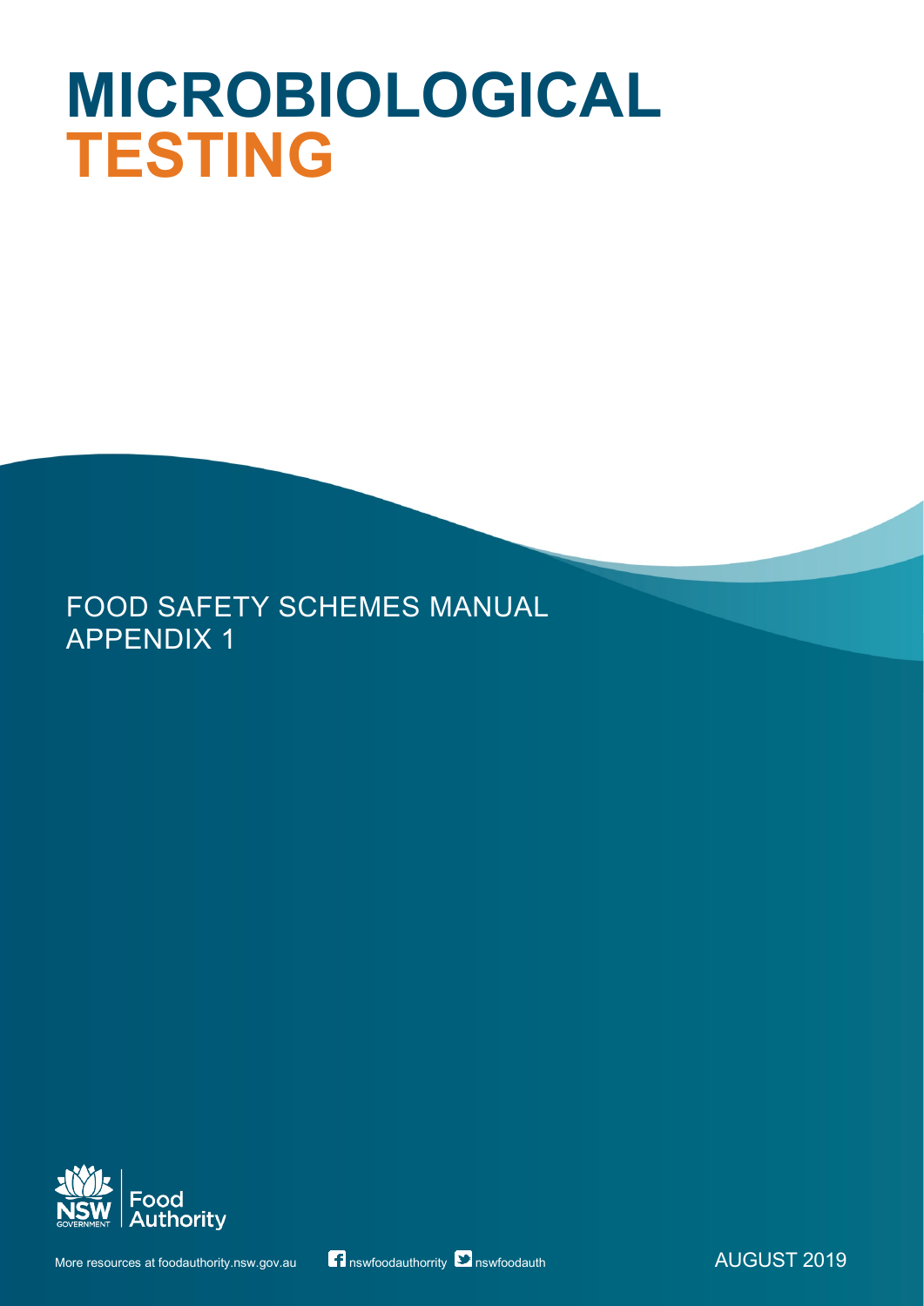# MICROBIOLOGICAL TESTING

FOOD SAFETY SCHEMES MANUAL
APPENDIX 1

NSW GOVERNMENT | Food Authority

More resources at foodauthority.nsw.gov.au nswfoodauthorrity nswfoodauth

AUGUST 2019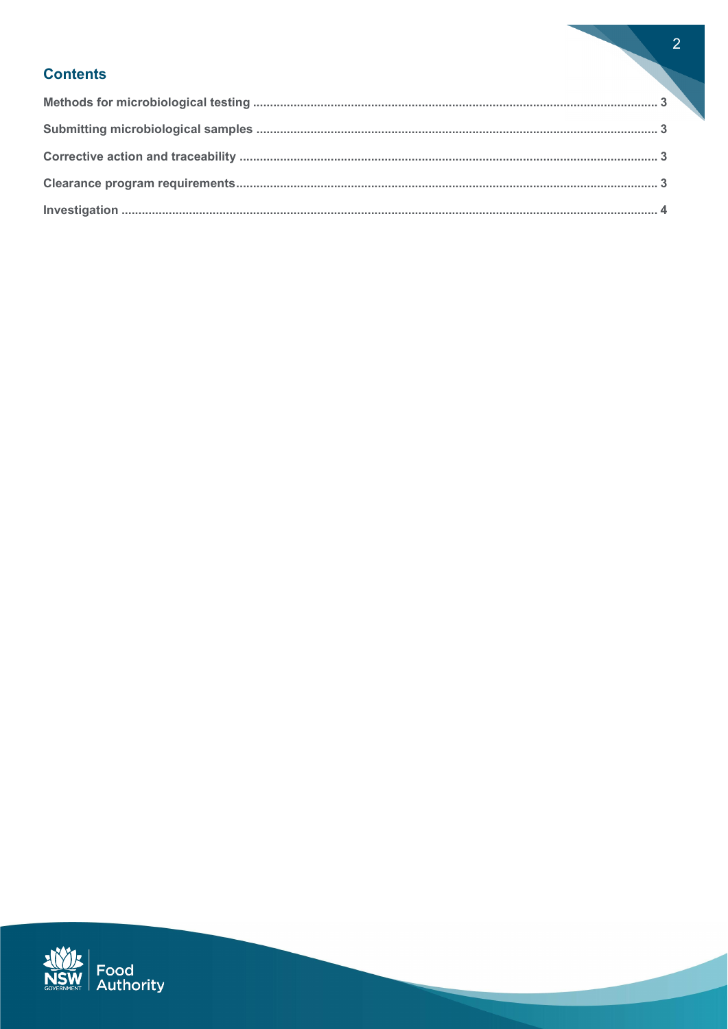## Contents

**Methods for microbiological testing** ..................................................................................................... **3**

**Submitting microbiological samples** ..................................................................................................... **3**

**Corrective action and traceability** ......................................................................................................... **3**

**Clearance program requirements**.......................................................................................................... **3**

**Investigation** ........................................................................................................................................... **4**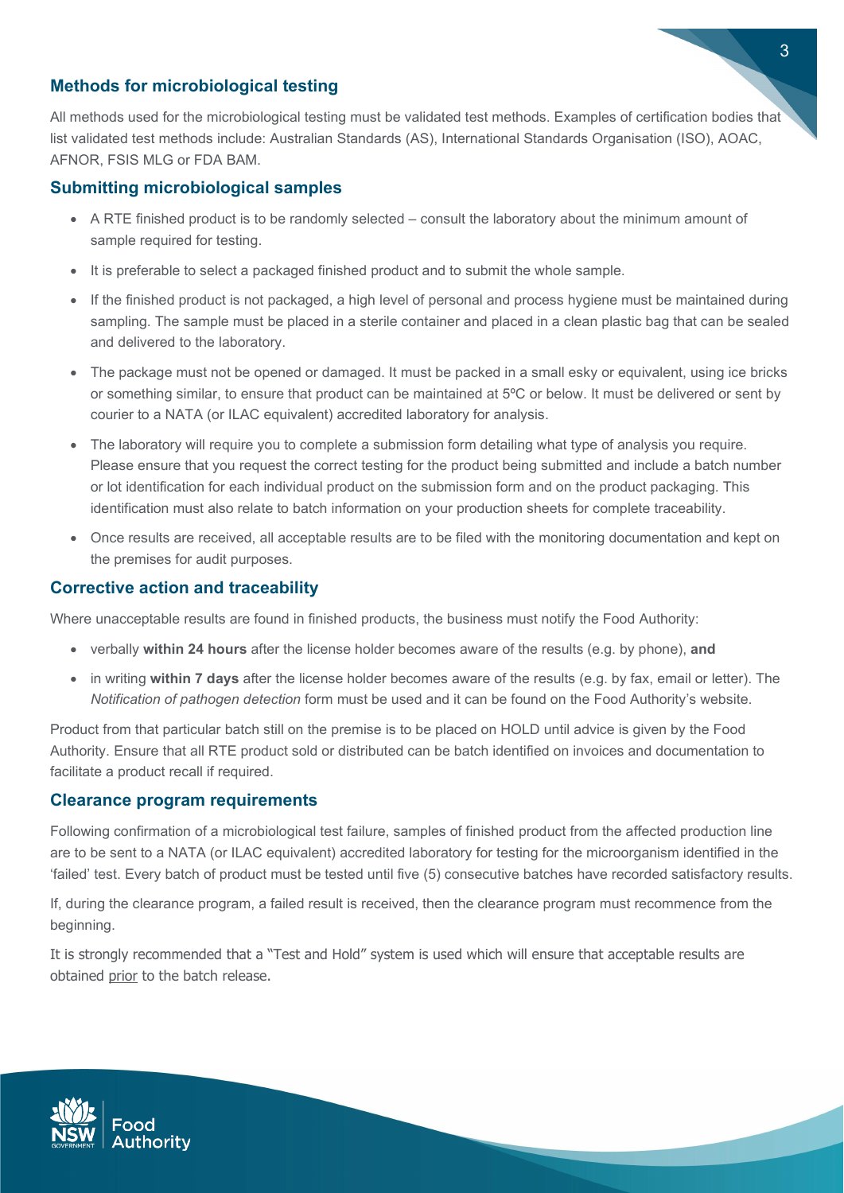## Methods for microbiological testing

All methods used for the microbiological testing must be validated test methods. Examples of certification bodies that list validated test methods include: Australian Standards (AS), International Standards Organisation (ISO), AOAC, AFNOR, FSIS MLG or FDA BAM.

## Submitting microbiological samples

- A RTE finished product is to be randomly selected – consult the laboratory about the minimum amount of sample required for testing.
- It is preferable to select a packaged finished product and to submit the whole sample.
- If the finished product is not packaged, a high level of personal and process hygiene must be maintained during sampling. The sample must be placed in a sterile container and placed in a clean plastic bag that can be sealed and delivered to the laboratory.
- The package must not be opened or damaged. It must be packed in a small esky or equivalent, using ice bricks or something similar, to ensure that product can be maintained at 5ºC or below. It must be delivered or sent by courier to a NATA (or ILAC equivalent) accredited laboratory for analysis.
- The laboratory will require you to complete a submission form detailing what type of analysis you require. Please ensure that you request the correct testing for the product being submitted and include a batch number or lot identification for each individual product on the submission form and on the product packaging. This identification must also relate to batch information on your production sheets for complete traceability.
- Once results are received, all acceptable results are to be filed with the monitoring documentation and kept on the premises for audit purposes.

## Corrective action and traceability

Where unacceptable results are found in finished products, the business must notify the Food Authority:

- verbally **within 24 hours** after the license holder becomes aware of the results (e.g. by phone), **and**
- in writing **within 7 days** after the license holder becomes aware of the results (e.g. by fax, email or letter). The *Notification of pathogen detection* form must be used and it can be found on the Food Authority's website.

Product from that particular batch still on the premise is to be placed on HOLD until advice is given by the Food Authority. Ensure that all RTE product sold or distributed can be batch identified on invoices and documentation to facilitate a product recall if required.

## Clearance program requirements

Following confirmation of a microbiological test failure, samples of finished product from the affected production line are to be sent to a NATA (or ILAC equivalent) accredited laboratory for testing for the microorganism identified in the 'failed' test. Every batch of product must be tested until five (5) consecutive batches have recorded satisfactory results.

If, during the clearance program, a failed result is received, then the clearance program must recommence from the beginning.

It is strongly recommended that a "Test and Hold" system is used which will ensure that acceptable results are obtained prior to the batch release.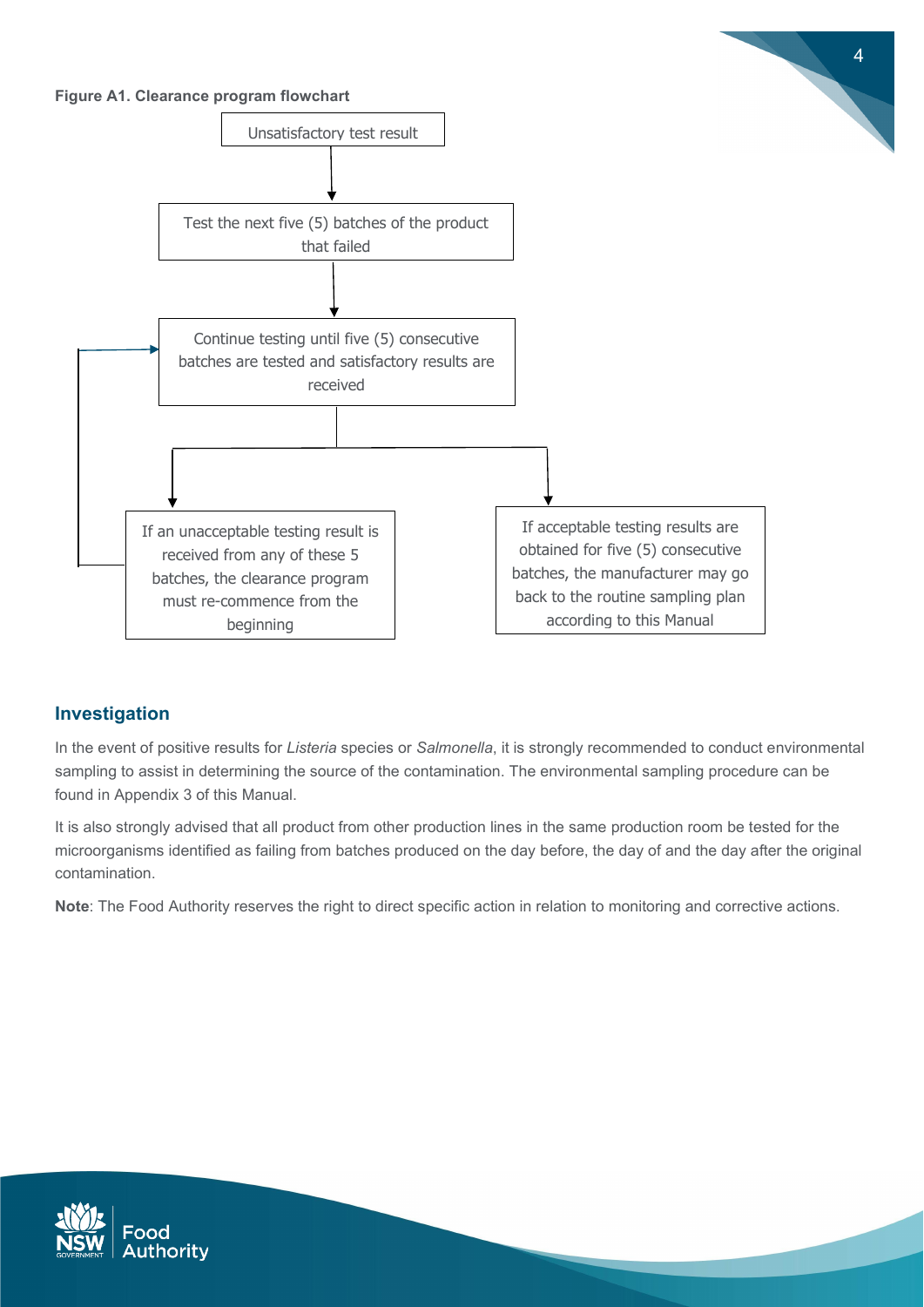**Figure A1. Clearance program flowchart**

Unsatisfactory test result

Test the next five (5) batches of the product that failed

Continue testing until five (5) consecutive batches are tested and satisfactory results are received

If an unacceptable testing result is received from any of these 5 batches, the clearance program must re-commence from the beginning

If acceptable testing results are obtained for five (5) consecutive batches, the manufacturer may go back to the routine sampling plan according to this Manual

## Investigation

In the event of positive results for *Listeria* species or *Salmonella*, it is strongly recommended to conduct environmental sampling to assist in determining the source of the contamination. The environmental sampling procedure can be found in Appendix 3 of this Manual.

It is also strongly advised that all product from other production lines in the same production room be tested for the microorganisms identified as failing from batches produced on the day before, the day of and the day after the original contamination.

**Note**: The Food Authority reserves the right to direct specific action in relation to monitoring and corrective actions.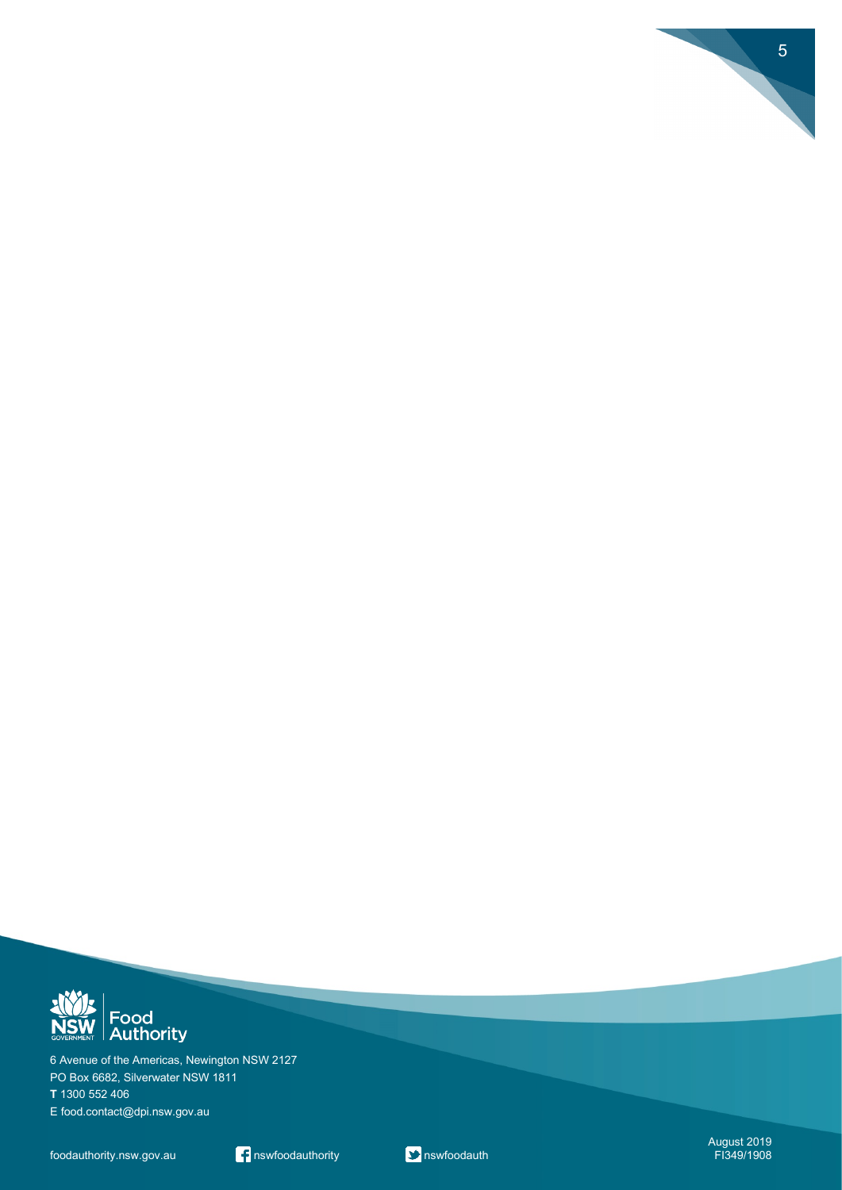NSW Food Authority

6 Avenue of the Americas, Newington NSW 2127
PO Box 6682, Silverwater NSW 1811
**T** 1300 552 406
E food.contact@dpi.nsw.gov.au

foodauthority.nsw.gov.au nswfoodauthority nswfoodauth

August 2019
FI349/1908